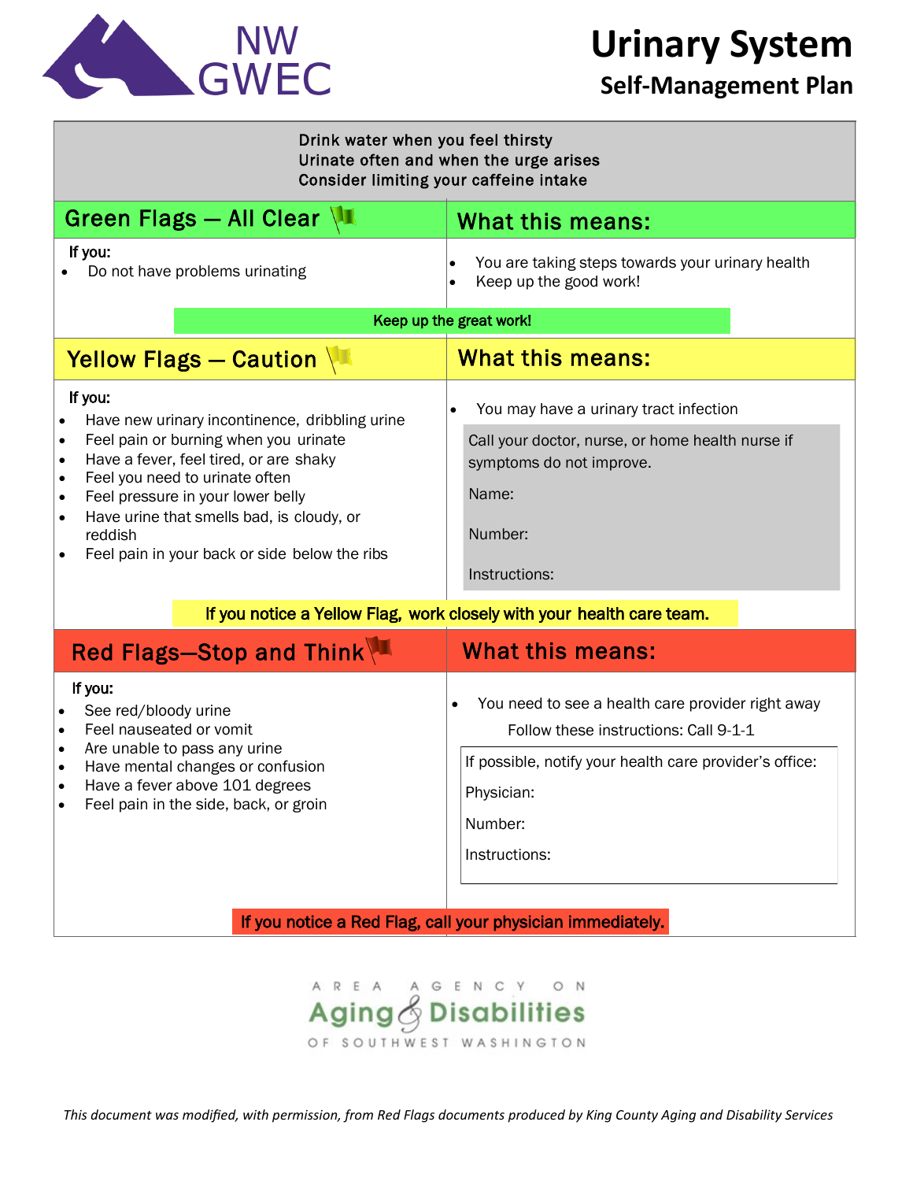NW GWEC

# Urinary System

## Self-Management Plan

Drink water when you feel thirsty
Urinate often and when the urge arises
Consider limiting your caffeine intake

## Green Flags — All Clear

**If you:**

- Do not have problems urinating

### What this means:

- You are taking steps towards your urinary health
- Keep up the good work!

**Keep up the great work!**

## Yellow Flags — Caution

**If you:**

- Have new urinary incontinence, dribbling urine
- Feel pain or burning when you urinate
- Have a fever, feel tired, or are shaky
- Feel you need to urinate often
- Feel pressure in your lower belly
- Have urine that smells bad, is cloudy, or reddish
- Feel pain in your back or side below the ribs

### What this means:

- You may have a urinary tract infection

Call your doctor, nurse, or home health nurse if symptoms do not improve.

Name:

Number:

Instructions:

**If you notice a Yellow Flag, work closely with your health care team.**

## Red Flags—Stop and Think

**If you:**

- See red/bloody urine
- Feel nauseated or vomit
- Are unable to pass any urine
- Have mental changes or confusion
- Have a fever above 101 degrees
- Feel pain in the side, back, or groin

### What this means:

- You need to see a health care provider right away

Follow these instructions: Call 9-1-1

If possible, notify your health care provider's office:

Physician:

Number:

Instructions:

**If you notice a Red Flag, call your physician immediately.**

AREA AGENCY ON Aging & Disabilities OF SOUTHWEST WASHINGTON

*This document was modified, with permission, from Red Flags documents produced by King County Aging and Disability Services*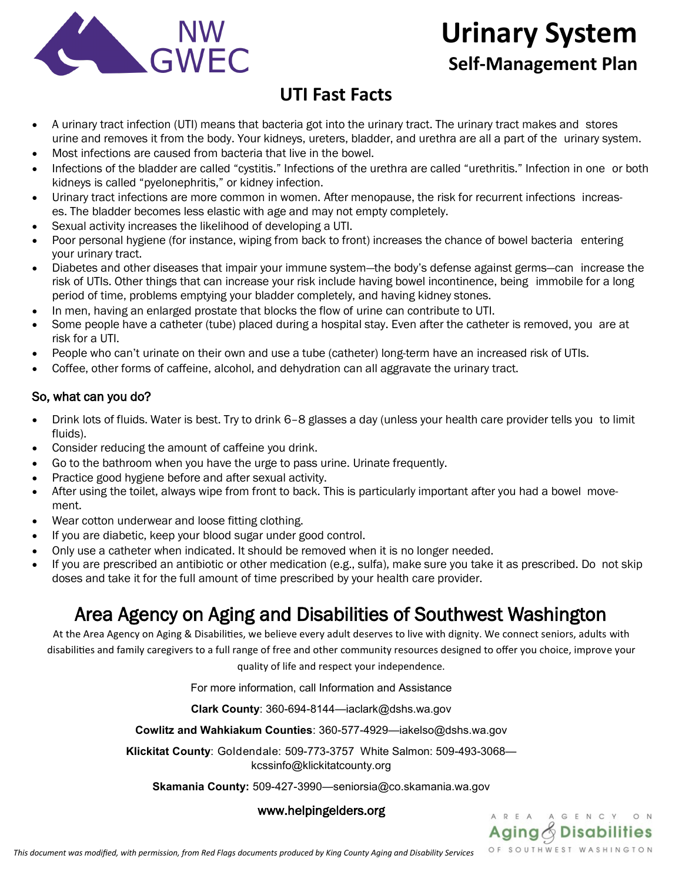NW GWEC

# Urinary System

## Self-Management Plan

### UTI Fast Facts

- A urinary tract infection (UTI) means that bacteria got into the urinary tract. The urinary tract makes and stores urine and removes it from the body. Your kidneys, ureters, bladder, and urethra are all a part of the urinary system.
- Most infections are caused from bacteria that live in the bowel.
- Infections of the bladder are called "cystitis." Infections of the urethra are called "urethritis." Infection in one or both kidneys is called "pyelonephritis," or kidney infection.
- Urinary tract infections are more common in women. After menopause, the risk for recurrent infections increases. The bladder becomes less elastic with age and may not empty completely.
- Sexual activity increases the likelihood of developing a UTI.
- Poor personal hygiene (for instance, wiping from back to front) increases the chance of bowel bacteria entering your urinary tract.
- Diabetes and other diseases that impair your immune system—the body's defense against germs—can increase the risk of UTIs. Other things that can increase your risk include having bowel incontinence, being immobile for a long period of time, problems emptying your bladder completely, and having kidney stones.
- In men, having an enlarged prostate that blocks the flow of urine can contribute to UTI.
- Some people have a catheter (tube) placed during a hospital stay. Even after the catheter is removed, you are at risk for a UTI.
- People who can't urinate on their own and use a tube (catheter) long-term have an increased risk of UTIs.
- Coffee, other forms of caffeine, alcohol, and dehydration can all aggravate the urinary tract.

#### So, what can you do?

- Drink lots of fluids. Water is best. Try to drink 6–8 glasses a day (unless your health care provider tells you to limit fluids).
- Consider reducing the amount of caffeine you drink.
- Go to the bathroom when you have the urge to pass urine. Urinate frequently.
- Practice good hygiene before and after sexual activity.
- After using the toilet, always wipe from front to back. This is particularly important after you had a bowel movement.
- Wear cotton underwear and loose fitting clothing.
- If you are diabetic, keep your blood sugar under good control.
- Only use a catheter when indicated. It should be removed when it is no longer needed.
- If you are prescribed an antibiotic or other medication (e.g., sulfa), make sure you take it as prescribed. Do not skip doses and take it for the full amount of time prescribed by your health care provider.

## Area Agency on Aging and Disabilities of Southwest Washington

At the Area Agency on Aging & Disabilities, we believe every adult deserves to live with dignity. We connect seniors, adults with disabilities and family caregivers to a full range of free and other community resources designed to offer you choice, improve your quality of life and respect your independence.

For more information, call Information and Assistance

**Clark County**: 360-694-8144—iaclark@dshs.wa.gov

**Cowlitz and Wahkiakum Counties**: 360-577-4929—iakelso@dshs.wa.gov

**Klickitat County**: Goldendale: 509-773-3757 White Salmon: 509-493-3068—kcssinfo@klickitatcounty.org

**Skamania County:** 509-427-3990—seniorsia@co.skamania.wa.gov

www.helpingelders.org

Area Agency on Aging & Disabilities of Southwest Washington

*This document was modified, with permission, from Red Flags documents produced by King County Aging and Disability Services*